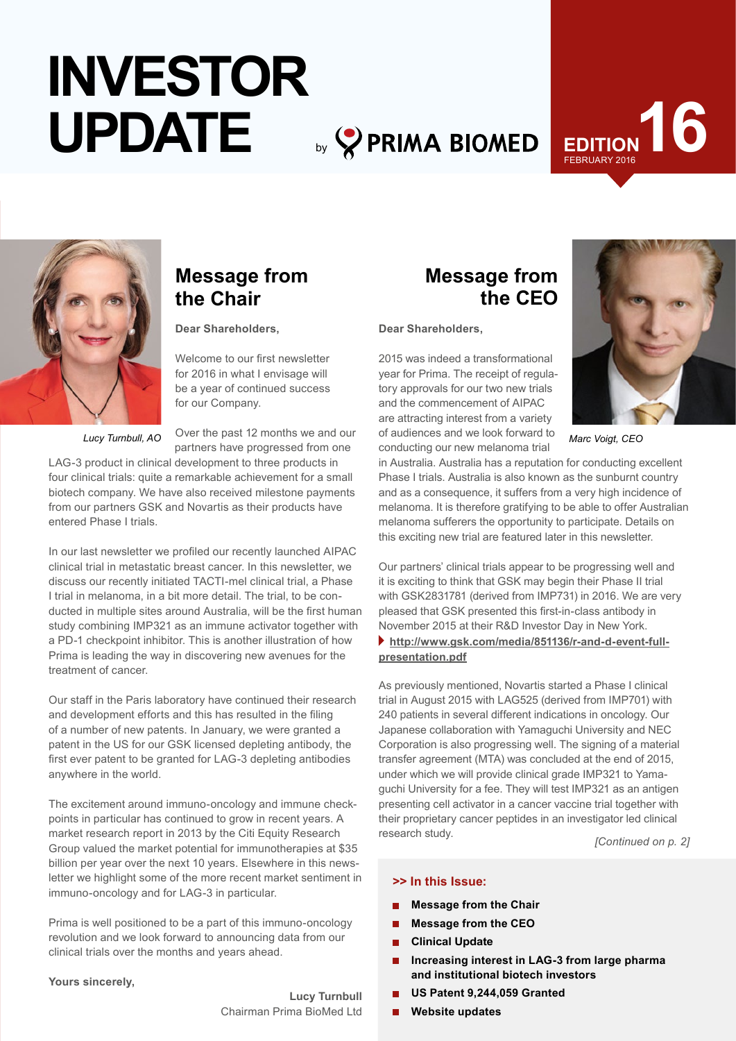# INVESTOR UPDATE

by PRIMA BIOMED

EDITION 16
FEBRUARY 2016

## Message from the Chair

*Lucy Turnbull, AO*

**Dear Shareholders,**

Welcome to our first newsletter for 2016 in what I envisage will be a year of continued success for our Company.

Over the past 12 months we and our partners have progressed from one LAG-3 product in clinical development to three products in four clinical trials: quite a remarkable achievement for a small biotech company. We have also received milestone payments from our partners GSK and Novartis as their products have entered Phase I trials.

In our last newsletter we profiled our recently launched AIPAC clinical trial in metastatic breast cancer. In this newsletter, we discuss our recently initiated TACTI-mel clinical trial, a Phase I trial in melanoma, in a bit more detail. The trial, to be conducted in multiple sites around Australia, will be the first human study combining IMP321 as an immune activator together with a PD-1 checkpoint inhibitor. This is another illustration of how Prima is leading the way in discovering new avenues for the treatment of cancer.

Our staff in the Paris laboratory have continued their research and development efforts and this has resulted in the filing of a number of new patents. In January, we were granted a patent in the US for our GSK licensed depleting antibody, the first ever patent to be granted for LAG-3 depleting antibodies anywhere in the world.

The excitement around immuno-oncology and immune checkpoints in particular has continued to grow in recent years. A market research report in 2013 by the Citi Equity Research Group valued the market potential for immunotherapies at $35 billion per year over the next 10 years. Elsewhere in this newsletter we highlight some of the more recent market sentiment in immuno-oncology and for LAG-3 in particular.

Prima is well positioned to be a part of this immuno-oncology revolution and we look forward to announcing data from our clinical trials over the months and years ahead.

**Yours sincerely,**

**Lucy Turnbull**
Chairman Prima BioMed Ltd

## Message from the CEO

*Marc Voigt, CEO*

**Dear Shareholders,**

2015 was indeed a transformational year for Prima. The receipt of regulatory approvals for our two new trials and the commencement of AIPAC are attracting interest from a variety of audiences and we look forward to conducting our new melanoma trial in Australia. Australia has a reputation for conducting excellent Phase I trials. Australia is also known as the sunburnt country and as a consequence, it suffers from a very high incidence of melanoma. It is therefore gratifying to be able to offer Australian melanoma sufferers the opportunity to participate. Details on this exciting new trial are featured later in this newsletter.

Our partners' clinical trials appear to be progressing well and it is exciting to think that GSK may begin their Phase II trial with GSK2831781 (derived from IMP731) in 2016. We are very pleased that GSK presented this first-in-class antibody in November 2015 at their R&D Investor Day in New York.

**http://www.gsk.com/media/851136/r-and-d-event-full-presentation.pdf**

As previously mentioned, Novartis started a Phase I clinical trial in August 2015 with LAG525 (derived from IMP701) with 240 patients in several different indications in oncology. Our Japanese collaboration with Yamaguchi University and NEC Corporation is also progressing well. The signing of a material transfer agreement (MTA) was concluded at the end of 2015, under which we will provide clinical grade IMP321 to Yamaguchi University for a fee. They will test IMP321 as an antigen presenting cell activator in a cancer vaccine trial together with their proprietary cancer peptides in an investigator led clinical research study.

*[Continued on p. 2]*

**>> In this Issue:**

- **Message from the Chair**
- **Message from the CEO**
- **Clinical Update**
- **Increasing interest in LAG-3 from large pharma and institutional biotech investors**
- **US Patent 9,244,059 Granted**
- **Website updates**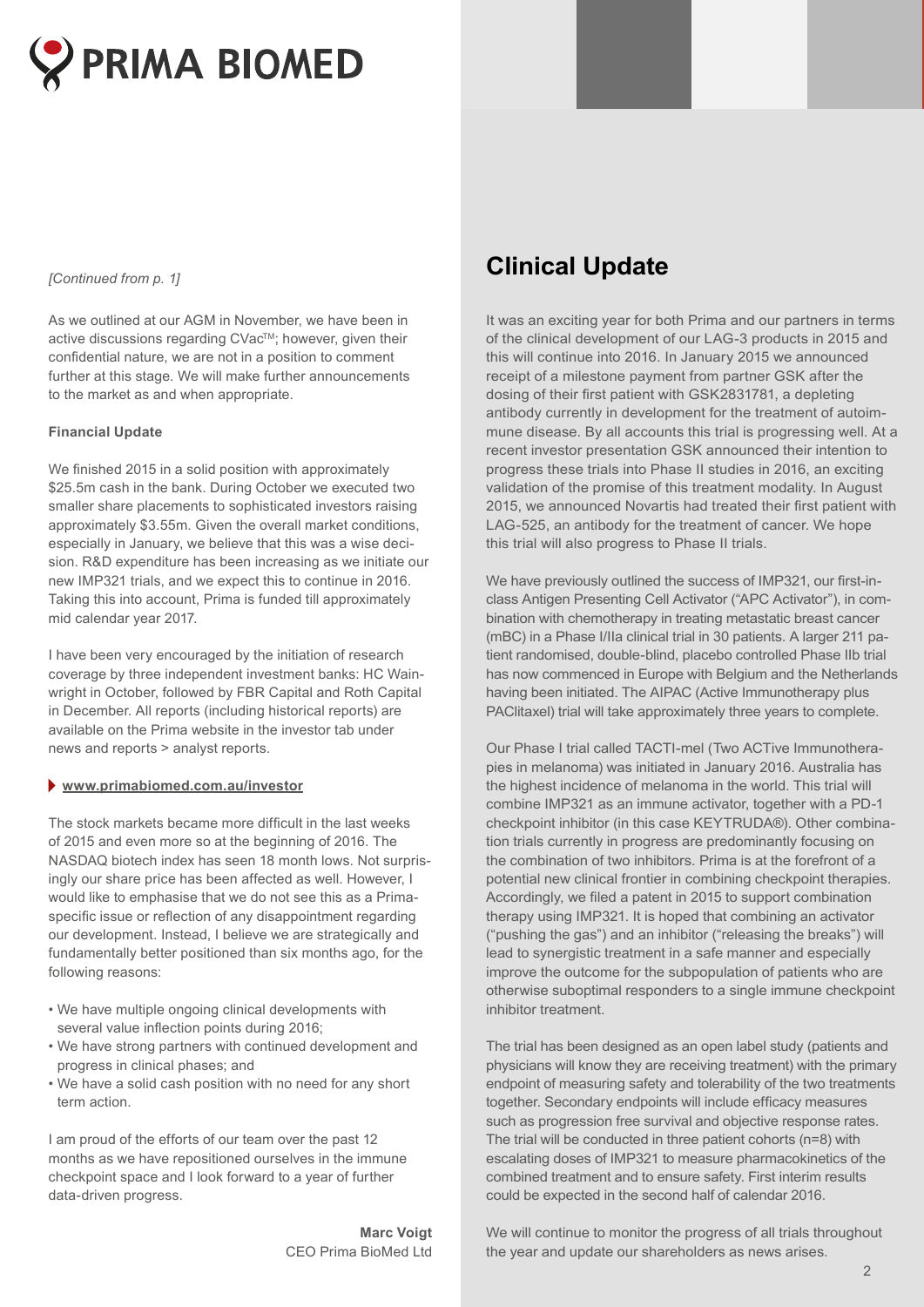*[Continued from p. 1]*

As we outlined at our AGM in November, we have been in active discussions regarding CVac™; however, given their confidential nature, we are not in a position to comment further at this stage. We will make further announcements to the market as and when appropriate.

**Financial Update**

We finished 2015 in a solid position with approximately $25.5m cash in the bank. During October we executed two smaller share placements to sophisticated investors raising approximately $3.55m. Given the overall market conditions, especially in January, we believe that this was a wise decision. R&D expenditure has been increasing as we initiate our new IMP321 trials, and we expect this to continue in 2016. Taking this into account, Prima is funded till approximately mid calendar year 2017.

I have been very encouraged by the initiation of research coverage by three independent investment banks: HC Wainwright in October, followed by FBR Capital and Roth Capital in December. All reports (including historical reports) are available on the Prima website in the investor tab under news and reports > analyst reports.

**www.primabiomed.com.au/investor**

The stock markets became more difficult in the last weeks of 2015 and even more so at the beginning of 2016. The NASDAQ biotech index has seen 18 month lows. Not surprisingly our share price has been affected as well. However, I would like to emphasise that we do not see this as a Prima-specific issue or reflection of any disappointment regarding our development. Instead, I believe we are strategically and fundamentally better positioned than six months ago, for the following reasons:

- We have multiple ongoing clinical developments with several value inflection points during 2016;
- We have strong partners with continued development and progress in clinical phases; and
- We have a solid cash position with no need for any short term action.

I am proud of the efforts of our team over the past 12 months as we have repositioned ourselves in the immune checkpoint space and I look forward to a year of further data-driven progress.

**Marc Voigt**
CEO Prima BioMed Ltd

## Clinical Update

It was an exciting year for both Prima and our partners in terms of the clinical development of our LAG-3 products in 2015 and this will continue into 2016. In January 2015 we announced receipt of a milestone payment from partner GSK after the dosing of their first patient with GSK2831781, a depleting antibody currently in development for the treatment of autoimmune disease. By all accounts this trial is progressing well. At a recent investor presentation GSK announced their intention to progress these trials into Phase II studies in 2016, an exciting validation of the promise of this treatment modality. In August 2015, we announced Novartis had treated their first patient with LAG-525, an antibody for the treatment of cancer. We hope this trial will also progress to Phase II trials.

We have previously outlined the success of IMP321, our first-in-class Antigen Presenting Cell Activator ("APC Activator"), in combination with chemotherapy in treating metastatic breast cancer (mBC) in a Phase I/IIa clinical trial in 30 patients. A larger 211 patient randomised, double-blind, placebo controlled Phase IIb trial has now commenced in Europe with Belgium and the Netherlands having been initiated. The AIPAC (Active Immunotherapy plus PAClitaxel) trial will take approximately three years to complete.

Our Phase I trial called TACTI-mel (Two ACTive Immunotherapies in melanoma) was initiated in January 2016. Australia has the highest incidence of melanoma in the world. This trial will combine IMP321 as an immune activator, together with a PD-1 checkpoint inhibitor (in this case KEYTRUDA®). Other combination trials currently in progress are predominantly focusing on the combination of two inhibitors. Prima is at the forefront of a potential new clinical frontier in combining checkpoint therapies. Accordingly, we filed a patent in 2015 to support combination therapy using IMP321. It is hoped that combining an activator ("pushing the gas") and an inhibitor ("releasing the breaks") will lead to synergistic treatment in a safe manner and especially improve the outcome for the subpopulation of patients who are otherwise suboptimal responders to a single immune checkpoint inhibitor treatment.

The trial has been designed as an open label study (patients and physicians will know they are receiving treatment) with the primary endpoint of measuring safety and tolerability of the two treatments together. Secondary endpoints will include efficacy measures such as progression free survival and objective response rates. The trial will be conducted in three patient cohorts (n=8) with escalating doses of IMP321 to measure pharmacokinetics of the combined treatment and to ensure safety. First interim results could be expected in the second half of calendar 2016.

We will continue to monitor the progress of all trials throughout the year and update our shareholders as news arises.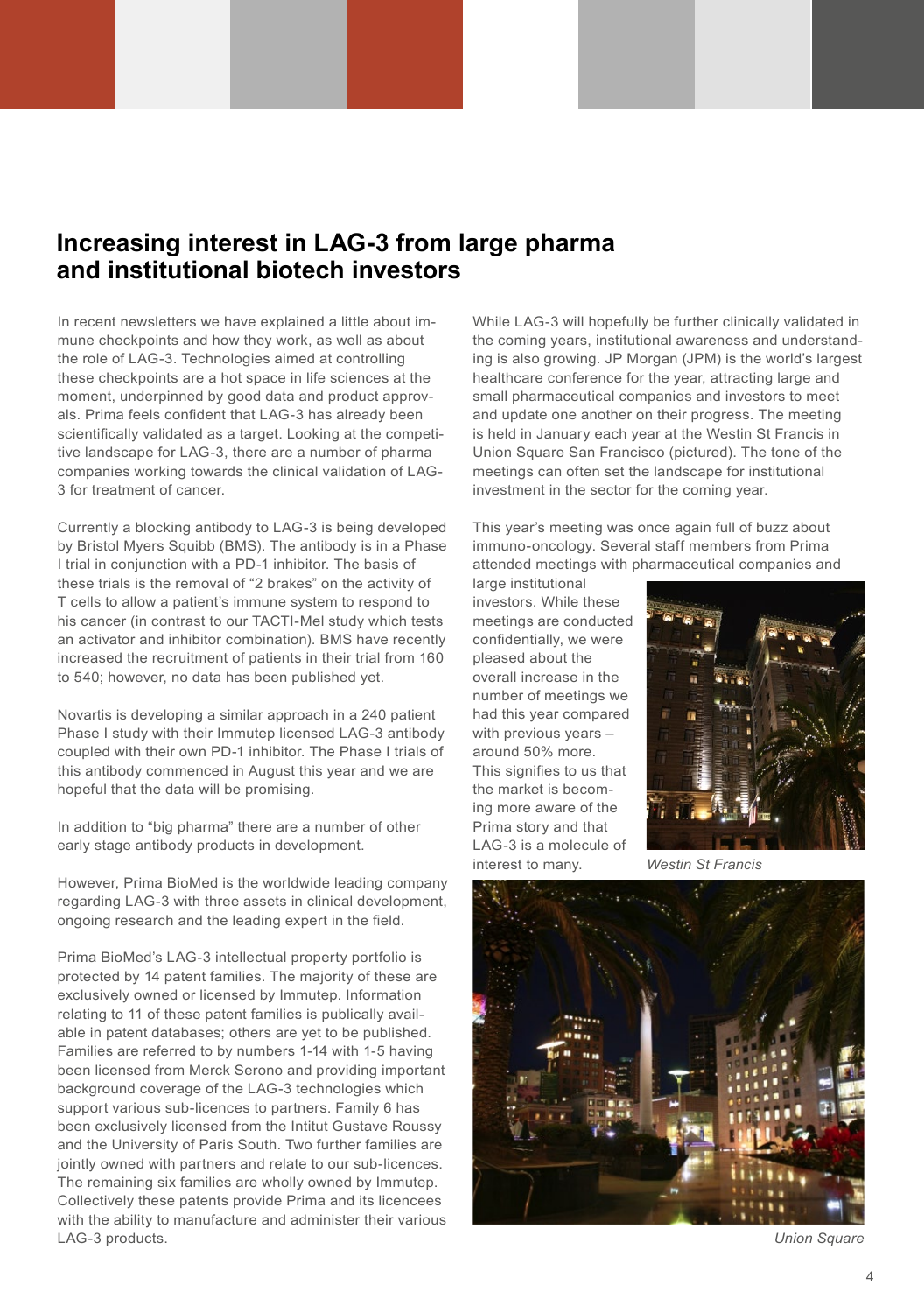# Increasing interest in LAG-3 from large pharma and institutional biotech investors

In recent newsletters we have explained a little about immune checkpoints and how they work, as well as about the role of LAG-3. Technologies aimed at controlling these checkpoints are a hot space in life sciences at the moment, underpinned by good data and product approvals. Prima feels confident that LAG-3 has already been scientifically validated as a target. Looking at the competitive landscape for LAG-3, there are a number of pharma companies working towards the clinical validation of LAG-3 for treatment of cancer.

Currently a blocking antibody to LAG-3 is being developed by Bristol Myers Squibb (BMS). The antibody is in a Phase I trial in conjunction with a PD-1 inhibitor. The basis of these trials is the removal of "2 brakes" on the activity of T cells to allow a patient's immune system to respond to his cancer (in contrast to our TACTI-Mel study which tests an activator and inhibitor combination). BMS have recently increased the recruitment of patients in their trial from 160 to 540; however, no data has been published yet.

Novartis is developing a similar approach in a 240 patient Phase I study with their Immutep licensed LAG-3 antibody coupled with their own PD-1 inhibitor. The Phase I trials of this antibody commenced in August this year and we are hopeful that the data will be promising.

In addition to "big pharma" there are a number of other early stage antibody products in development.

However, Prima BioMed is the worldwide leading company regarding LAG-3 with three assets in clinical development, ongoing research and the leading expert in the field.

Prima BioMed's LAG-3 intellectual property portfolio is protected by 14 patent families. The majority of these are exclusively owned or licensed by Immutep. Information relating to 11 of these patent families is publically available in patent databases; others are yet to be published. Families are referred to by numbers 1-14 with 1-5 having been licensed from Merck Serono and providing important background coverage of the LAG-3 technologies which support various sub-licences to partners. Family 6 has been exclusively licensed from the Intitut Gustave Roussy and the University of Paris South. Two further families are jointly owned with partners and relate to our sub-licences. The remaining six families are wholly owned by Immutep. Collectively these patents provide Prima and its licencees with the ability to manufacture and administer their various LAG-3 products.

While LAG-3 will hopefully be further clinically validated in the coming years, institutional awareness and understanding is also growing. JP Morgan (JPM) is the world's largest healthcare conference for the year, attracting large and small pharmaceutical companies and investors to meet and update one another on their progress. The meeting is held in January each year at the Westin St Francis in Union Square San Francisco (pictured). The tone of the meetings can often set the landscape for institutional investment in the sector for the coming year.

This year's meeting was once again full of buzz about immuno-oncology. Several staff members from Prima attended meetings with pharmaceutical companies and large institutional investors. While these meetings are conducted confidentially, we were pleased about the overall increase in the number of meetings we had this year compared with previous years – around 50% more. This signifies to us that the market is becoming more aware of the Prima story and that LAG-3 is a molecule of interest to many.

*Westin St Francis*

*Union Square*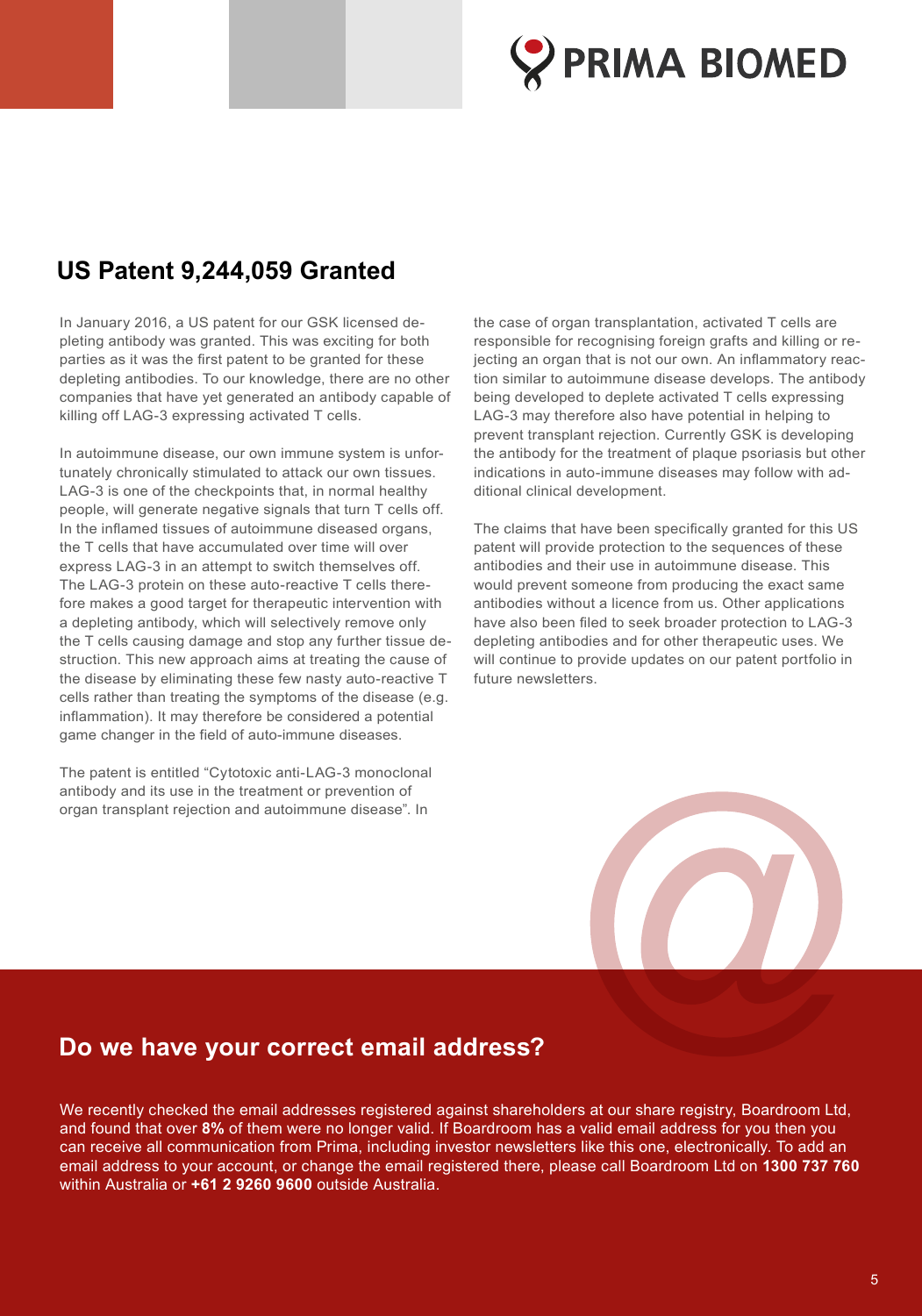## US Patent 9,244,059 Granted

In January 2016, a US patent for our GSK licensed depleting antibody was granted. This was exciting for both parties as it was the first patent to be granted for these depleting antibodies. To our knowledge, there are no other companies that have yet generated an antibody capable of killing off LAG-3 expressing activated T cells.

In autoimmune disease, our own immune system is unfortunately chronically stimulated to attack our own tissues. LAG-3 is one of the checkpoints that, in normal healthy people, will generate negative signals that turn T cells off. In the inflamed tissues of autoimmune diseased organs, the T cells that have accumulated over time will over express LAG-3 in an attempt to switch themselves off. The LAG-3 protein on these auto-reactive T cells therefore makes a good target for therapeutic intervention with a depleting antibody, which will selectively remove only the T cells causing damage and stop any further tissue destruction. This new approach aims at treating the cause of the disease by eliminating these few nasty auto-reactive T cells rather than treating the symptoms of the disease (e.g. inflammation). It may therefore be considered a potential game changer in the field of auto-immune diseases.

The patent is entitled "Cytotoxic anti-LAG-3 monoclonal antibody and its use in the treatment or prevention of organ transplant rejection and autoimmune disease". In the case of organ transplantation, activated T cells are responsible for recognising foreign grafts and killing or rejecting an organ that is not our own. An inflammatory reaction similar to autoimmune disease develops. The antibody being developed to deplete activated T cells expressing LAG-3 may therefore also have potential in helping to prevent transplant rejection. Currently GSK is developing the antibody for the treatment of plaque psoriasis but other indications in auto-immune diseases may follow with additional clinical development.

The claims that have been specifically granted for this US patent will provide protection to the sequences of these antibodies and their use in autoimmune disease. This would prevent someone from producing the exact same antibodies without a licence from us. Other applications have also been filed to seek broader protection to LAG-3 depleting antibodies and for other therapeutic uses. We will continue to provide updates on our patent portfolio in future newsletters.

## Do we have your correct email address?

We recently checked the email addresses registered against shareholders at our share registry, Boardroom Ltd, and found that over **8%** of them were no longer valid. If Boardroom has a valid email address for you then you can receive all communication from Prima, including investor newsletters like this one, electronically. To add an email address to your account, or change the email registered there, please call Boardroom Ltd on **1300 737 760** within Australia or **+61 2 9260 9600** outside Australia.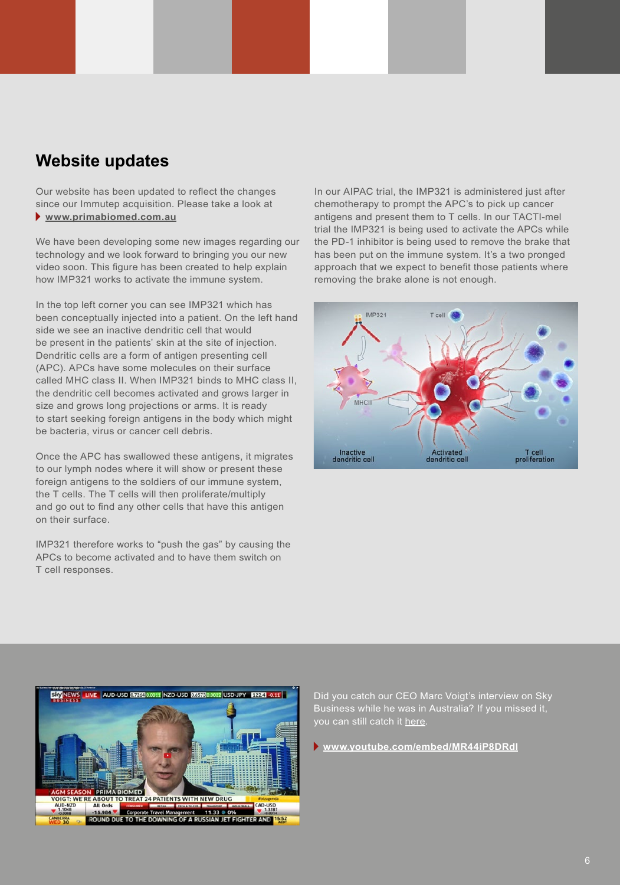## Website updates

Our website has been updated to reflect the changes since our Immutep acquisition. Please take a look at

- **www.primabiomed.com.au**

We have been developing some new images regarding our technology and we look forward to bringing you our new video soon. This figure has been created to help explain how IMP321 works to activate the immune system.

In the top left corner you can see IMP321 which has been conceptually injected into a patient. On the left hand side we see an inactive dendritic cell that would be present in the patients' skin at the site of injection. Dendritic cells are a form of antigen presenting cell (APC). APCs have some molecules on their surface called MHC class II. When IMP321 binds to MHC class II, the dendritic cell becomes activated and grows larger in size and grows long projections or arms. It is ready to start seeking foreign antigens in the body which might be bacteria, virus or cancer cell debris.

Once the APC has swallowed these antigens, it migrates to our lymph nodes where it will show or present these foreign antigens to the soldiers of our immune system, the T cells. The T cells will then proliferate/multiply and go out to find any other cells that have this antigen on their surface.

IMP321 therefore works to "push the gas" by causing the APCs to become activated and to have them switch on T cell responses.

In our AIPAC trial, the IMP321 is administered just after chemotherapy to prompt the APC's to pick up cancer antigens and present them to T cells. In our TACTI-mel trial the IMP321 is being used to activate the APCs while the PD-1 inhibitor is being used to remove the brake that has been put on the immune system. It's a two pronged approach that we expect to benefit those patients where removing the brake alone is not enough.

Did you catch our CEO Marc Voigt's interview on Sky Business while he was in Australia? If you missed it, you can still catch it here.

- **www.youtube.com/embed/MR44iP8DRdI**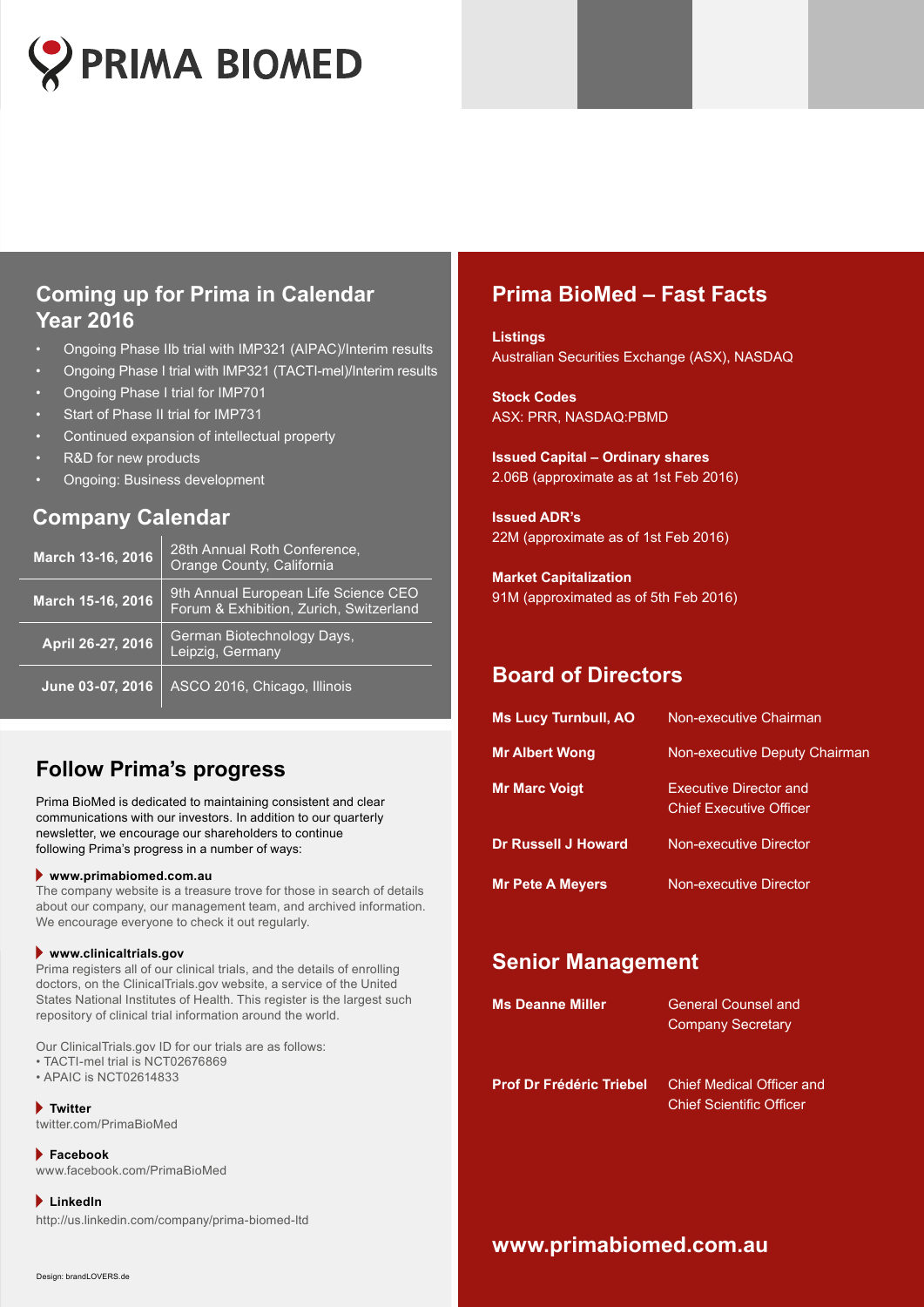# PRIMA BIOMED

## Coming up for Prima in Calendar Year 2016

- Ongoing Phase IIb trial with IMP321 (AIPAC)/Interim results
- Ongoing Phase I trial with IMP321 (TACTI-mel)/Interim results
- Ongoing Phase I trial for IMP701
- Start of Phase II trial for IMP731
- Continued expansion of intellectual property
- R&D for new products
- Ongoing: Business development

## Company Calendar

| | |
|---|---|
| **March 13-16, 2016** | 28th Annual Roth Conference, Orange County, California |
| **March 15-16, 2016** | 9th Annual European Life Science CEO Forum & Exhibition, Zurich, Switzerland |
| **April 26-27, 2016** | German Biotechnology Days, Leipzig, Germany |
| **June 03-07, 2016** | ASCO 2016, Chicago, Illinois |

## Follow Prima's progress

Prima BioMed is dedicated to maintaining consistent and clear communications with our investors. In addition to our quarterly newsletter, we encourage our shareholders to continue following Prima's progress in a number of ways:

**www.primabiomed.com.au**
The company website is a treasure trove for those in search of details about our company, our management team, and archived information. We encourage everyone to check it out regularly.

**www.clinicaltrials.gov**
Prima registers all of our clinical trials, and the details of enrolling doctors, on the ClinicalTrials.gov website, a service of the United States National Institutes of Health. This register is the largest such repository of clinical trial information around the world.

Our ClinicalTrials.gov ID for our trials are as follows:
- TACTI-mel trial is NCT02676869
- APAIC is NCT02614833

**Twitter**
twitter.com/PrimaBioMed

**Facebook**
www.facebook.com/PrimaBioMed

**LinkedIn**
http://us.linkedin.com/company/prima-biomed-ltd

Design: brandLOVERS.de

## Prima BioMed – Fast Facts

**Listings**
Australian Securities Exchange (ASX), NASDAQ

**Stock Codes**
ASX: PRR, NASDAQ:PBMD

**Issued Capital – Ordinary shares**
2.06B (approximate as at 1st Feb 2016)

**Issued ADR's**
22M (approximate as of 1st Feb 2016)

**Market Capitalization**
91M (approximated as of 5th Feb 2016)

## Board of Directors

| | |
|---|---|
| **Ms Lucy Turnbull, AO** | Non-executive Chairman |
| **Mr Albert Wong** | Non-executive Deputy Chairman |
| **Mr Marc Voigt** | Executive Director and Chief Executive Officer |
| **Dr Russell J Howard** | Non-executive Director |
| **Mr Pete A Meyers** | Non-executive Director |

## Senior Management

| | |
|---|---|
| **Ms Deanne Miller** | General Counsel and Company Secretary |
| **Prof Dr Frédéric Triebel** | Chief Medical Officer and Chief Scientific Officer |

**www.primabiomed.com.au**